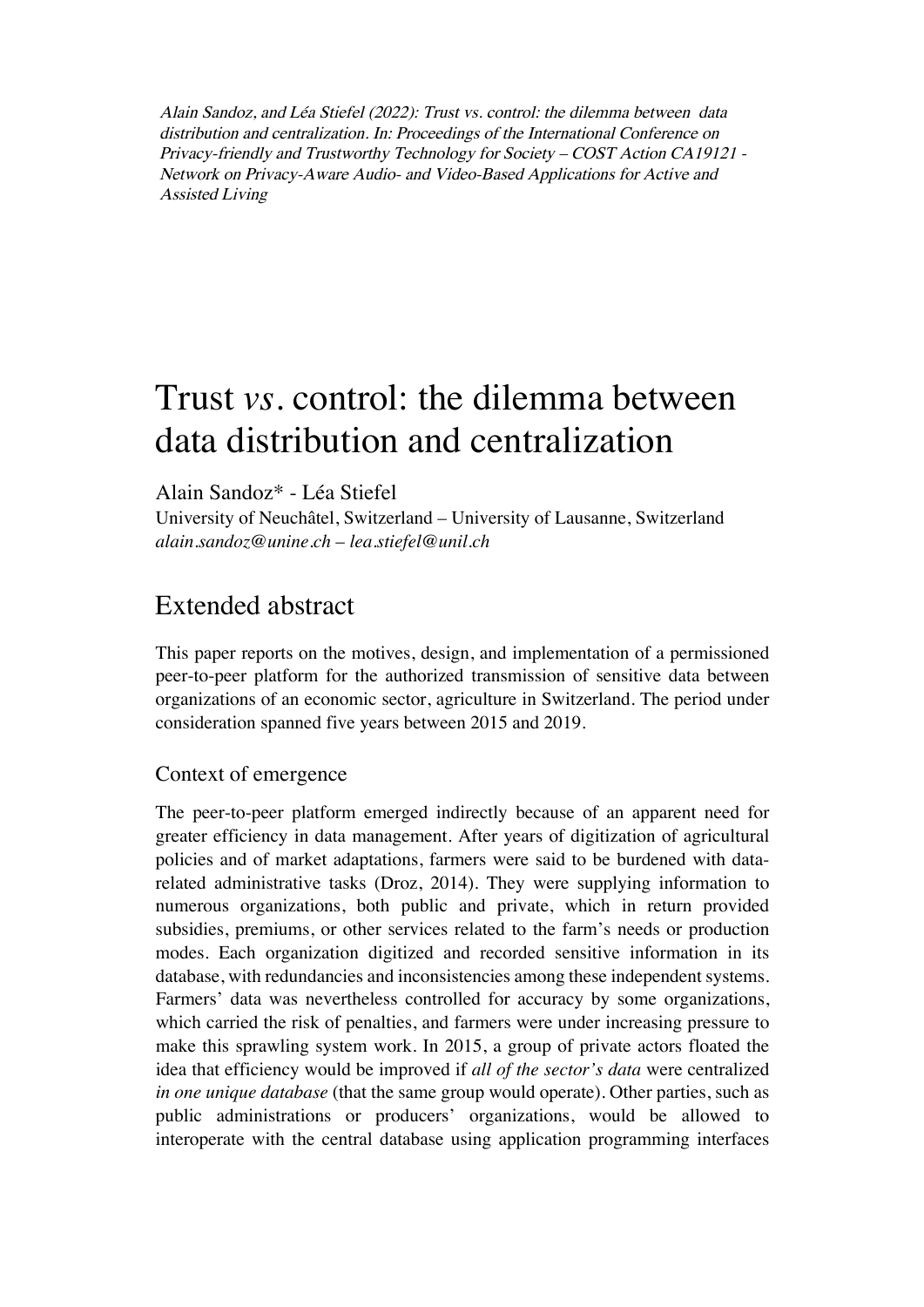*Alain Sandoz, and Léa Stiefel (2022): Trust vs. control: the dilemma between data distribution and centralization. In: Proceedings of the International Conference on Privacy-friendly and Trustworthy Technology for Society – COST Action CA19121 - Network on Privacy-Aware Audio- and Video-Based Applications for Active and Assisted Living*

# Trust *vs*. control: the dilemma between data distribution and centralization

Alain Sandoz* - Léa Stiefel

University of Neuchâtel, Switzerland – University of Lausanne, Switzerland

*alain.sandoz@unine.ch – lea.stiefel@unil.ch*

## Extended abstract

This paper reports on the motives, design, and implementation of a permissioned peer-to-peer platform for the authorized transmission of sensitive data between organizations of an economic sector, agriculture in Switzerland. The period under consideration spanned five years between 2015 and 2019.

### Context of emergence

The peer-to-peer platform emerged indirectly because of an apparent need for greater efficiency in data management. After years of digitization of agricultural policies and of market adaptations, farmers were said to be burdened with data-related administrative tasks (Droz, 2014). They were supplying information to numerous organizations, both public and private, which in return provided subsidies, premiums, or other services related to the farm's needs or production modes. Each organization digitized and recorded sensitive information in its database, with redundancies and inconsistencies among these independent systems. Farmers' data was nevertheless controlled for accuracy by some organizations, which carried the risk of penalties, and farmers were under increasing pressure to make this sprawling system work. In 2015, a group of private actors floated the idea that efficiency would be improved if *all of the sector's data* were centralized *in one unique database* (that the same group would operate). Other parties, such as public administrations or producers' organizations, would be allowed to interoperate with the central database using application programming interfaces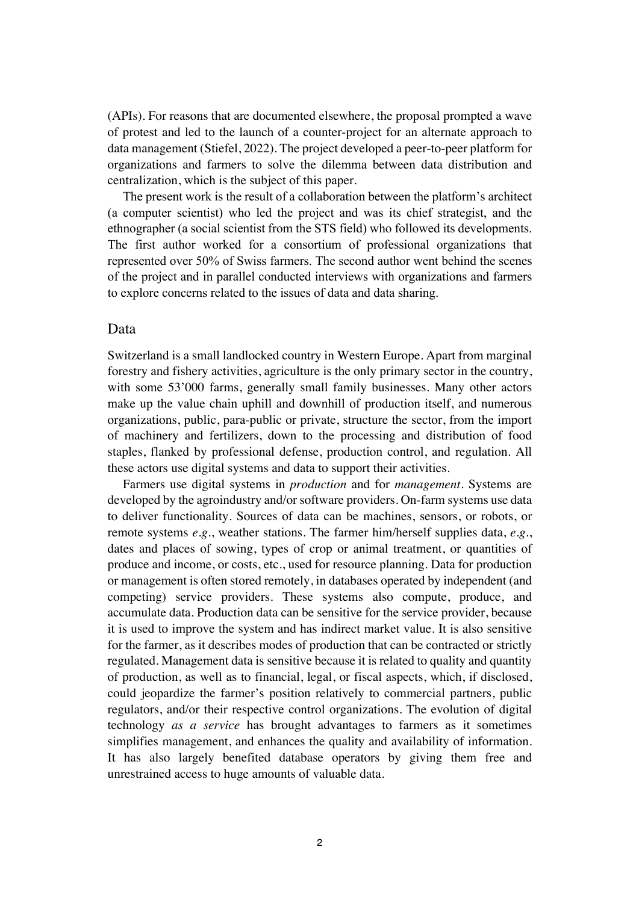(APIs). For reasons that are documented elsewhere, the proposal prompted a wave of protest and led to the launch of a counter-project for an alternate approach to data management (Stiefel, 2022). The project developed a peer-to-peer platform for organizations and farmers to solve the dilemma between data distribution and centralization, which is the subject of this paper.

The present work is the result of a collaboration between the platform's architect (a computer scientist) who led the project and was its chief strategist, and the ethnographer (a social scientist from the STS field) who followed its developments. The first author worked for a consortium of professional organizations that represented over 50% of Swiss farmers. The second author went behind the scenes of the project and in parallel conducted interviews with organizations and farmers to explore concerns related to the issues of data and data sharing.

## Data

Switzerland is a small landlocked country in Western Europe. Apart from marginal forestry and fishery activities, agriculture is the only primary sector in the country, with some 53'000 farms, generally small family businesses. Many other actors make up the value chain uphill and downhill of production itself, and numerous organizations, public, para-public or private, structure the sector, from the import of machinery and fertilizers, down to the processing and distribution of food staples, flanked by professional defense, production control, and regulation. All these actors use digital systems and data to support their activities.

Farmers use digital systems in *production* and for *management*. Systems are developed by the agroindustry and/or software providers. On-farm systems use data to deliver functionality. Sources of data can be machines, sensors, or robots, or remote systems *e.g.*, weather stations. The farmer him/herself supplies data, *e.g.*, dates and places of sowing, types of crop or animal treatment, or quantities of produce and income, or costs, etc., used for resource planning. Data for production or management is often stored remotely, in databases operated by independent (and competing) service providers. These systems also compute, produce, and accumulate data. Production data can be sensitive for the service provider, because it is used to improve the system and has indirect market value. It is also sensitive for the farmer, as it describes modes of production that can be contracted or strictly regulated. Management data is sensitive because it is related to quality and quantity of production, as well as to financial, legal, or fiscal aspects, which, if disclosed, could jeopardize the farmer's position relatively to commercial partners, public regulators, and/or their respective control organizations. The evolution of digital technology *as a service* has brought advantages to farmers as it sometimes simplifies management, and enhances the quality and availability of information. It has also largely benefited database operators by giving them free and unrestrained access to huge amounts of valuable data.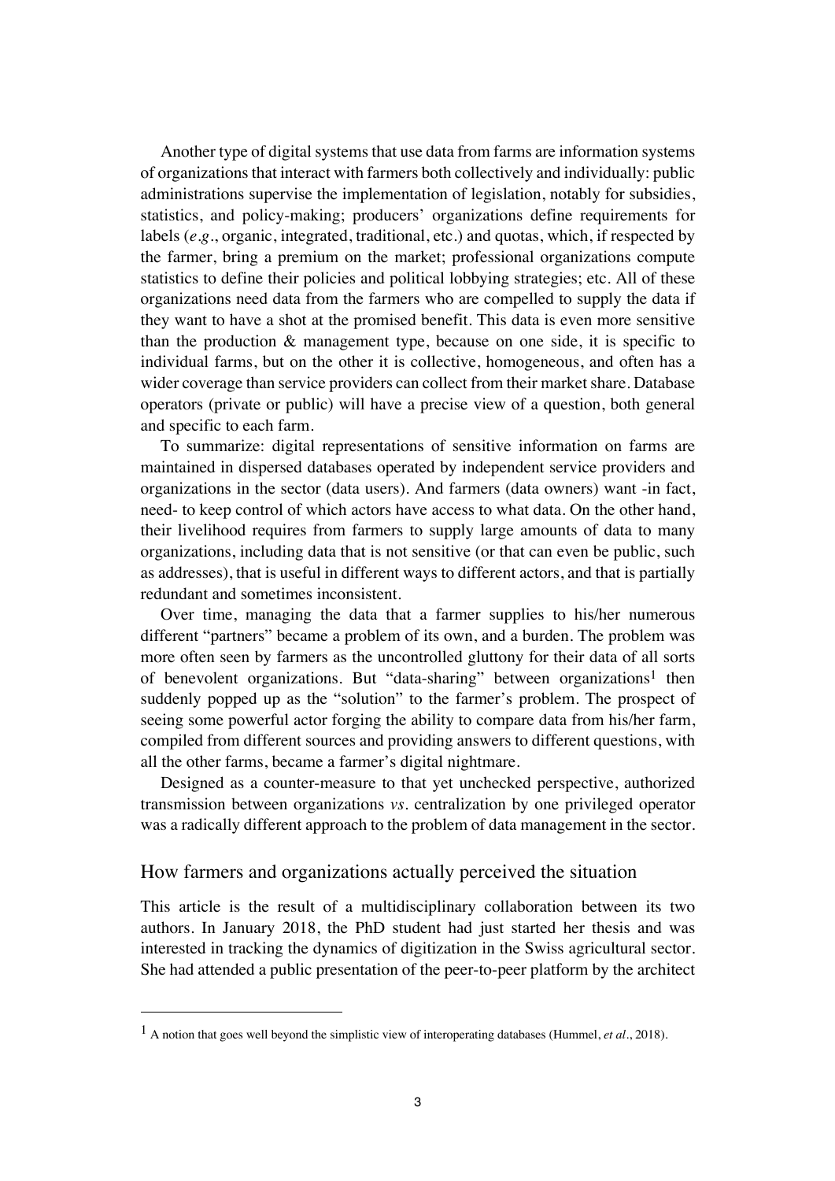Another type of digital systems that use data from farms are information systems of organizations that interact with farmers both collectively and individually: public administrations supervise the implementation of legislation, notably for subsidies, statistics, and policy-making; producers' organizations define requirements for labels (*e.g.*, organic, integrated, traditional, etc.) and quotas, which, if respected by the farmer, bring a premium on the market; professional organizations compute statistics to define their policies and political lobbying strategies; etc. All of these organizations need data from the farmers who are compelled to supply the data if they want to have a shot at the promised benefit. This data is even more sensitive than the production & management type, because on one side, it is specific to individual farms, but on the other it is collective, homogeneous, and often has a wider coverage than service providers can collect from their market share. Database operators (private or public) will have a precise view of a question, both general and specific to each farm.

To summarize: digital representations of sensitive information on farms are maintained in dispersed databases operated by independent service providers and organizations in the sector (data users). And farmers (data owners) want -in fact, need- to keep control of which actors have access to what data. On the other hand, their livelihood requires from farmers to supply large amounts of data to many organizations, including data that is not sensitive (or that can even be public, such as addresses), that is useful in different ways to different actors, and that is partially redundant and sometimes inconsistent.

Over time, managing the data that a farmer supplies to his/her numerous different "partners" became a problem of its own, and a burden. The problem was more often seen by farmers as the uncontrolled gluttony for their data of all sorts of benevolent organizations. But "data-sharing" between organizations[1] then suddenly popped up as the "solution" to the farmer's problem. The prospect of seeing some powerful actor forging the ability to compare data from his/her farm, compiled from different sources and providing answers to different questions, with all the other farms, became a farmer's digital nightmare.

Designed as a counter-measure to that yet unchecked perspective, authorized transmission between organizations *vs*. centralization by one privileged operator was a radically different approach to the problem of data management in the sector.

## How farmers and organizations actually perceived the situation

This article is the result of a multidisciplinary collaboration between its two authors. In January 2018, the PhD student had just started her thesis and was interested in tracking the dynamics of digitization in the Swiss agricultural sector. She had attended a public presentation of the peer-to-peer platform by the architect

[1] A notion that goes well beyond the simplistic view of interoperating databases (Hummel, *et al*., 2018).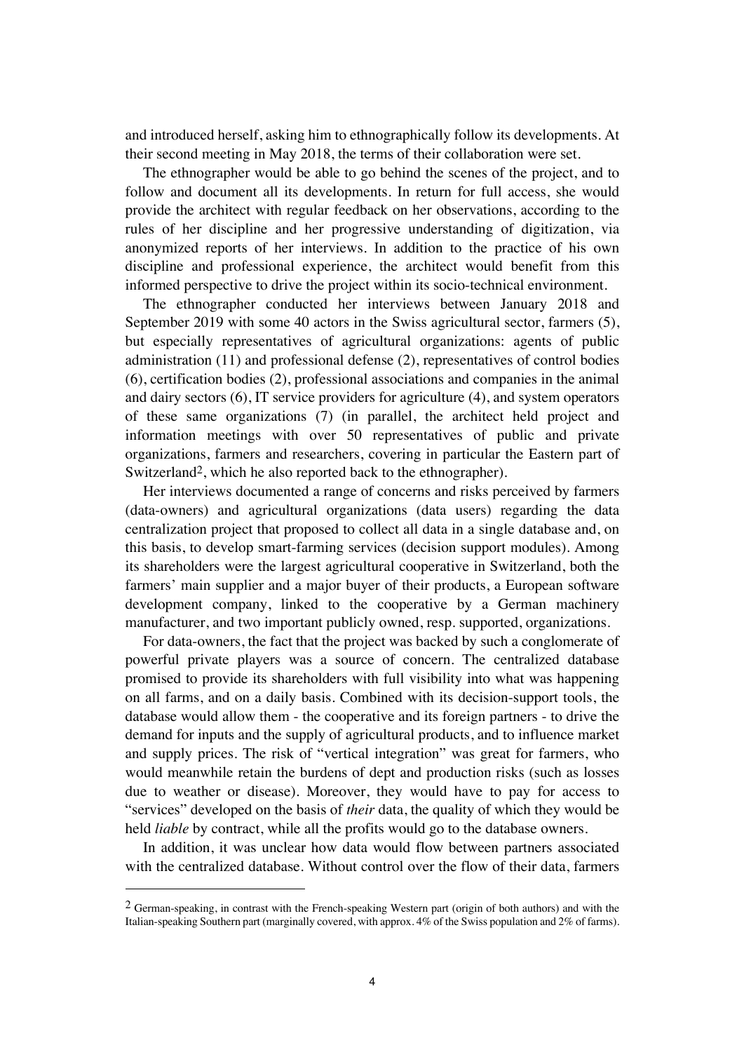and introduced herself, asking him to ethnographically follow its developments. At their second meeting in May 2018, the terms of their collaboration were set.

The ethnographer would be able to go behind the scenes of the project, and to follow and document all its developments. In return for full access, she would provide the architect with regular feedback on her observations, according to the rules of her discipline and her progressive understanding of digitization, via anonymized reports of her interviews. In addition to the practice of his own discipline and professional experience, the architect would benefit from this informed perspective to drive the project within its socio-technical environment.

The ethnographer conducted her interviews between January 2018 and September 2019 with some 40 actors in the Swiss agricultural sector, farmers (5), but especially representatives of agricultural organizations: agents of public administration (11) and professional defense (2), representatives of control bodies (6), certification bodies (2), professional associations and companies in the animal and dairy sectors (6), IT service providers for agriculture (4), and system operators of these same organizations (7) (in parallel, the architect held project and information meetings with over 50 representatives of public and private organizations, farmers and researchers, covering in particular the Eastern part of Switzerland[2], which he also reported back to the ethnographer).

Her interviews documented a range of concerns and risks perceived by farmers (data-owners) and agricultural organizations (data users) regarding the data centralization project that proposed to collect all data in a single database and, on this basis, to develop smart-farming services (decision support modules). Among its shareholders were the largest agricultural cooperative in Switzerland, both the farmers' main supplier and a major buyer of their products, a European software development company, linked to the cooperative by a German machinery manufacturer, and two important publicly owned, resp. supported, organizations.

For data-owners, the fact that the project was backed by such a conglomerate of powerful private players was a source of concern. The centralized database promised to provide its shareholders with full visibility into what was happening on all farms, and on a daily basis. Combined with its decision-support tools, the database would allow them - the cooperative and its foreign partners - to drive the demand for inputs and the supply of agricultural products, and to influence market and supply prices. The risk of "vertical integration" was great for farmers, who would meanwhile retain the burdens of dept and production risks (such as losses due to weather or disease). Moreover, they would have to pay for access to "services" developed on the basis of *their* data, the quality of which they would be held *liable* by contract, while all the profits would go to the database owners.

In addition, it was unclear how data would flow between partners associated with the centralized database. Without control over the flow of their data, farmers

---

[2] German-speaking, in contrast with the French-speaking Western part (origin of both authors) and with the Italian-speaking Southern part (marginally covered, with approx. 4% of the Swiss population and 2% of farms).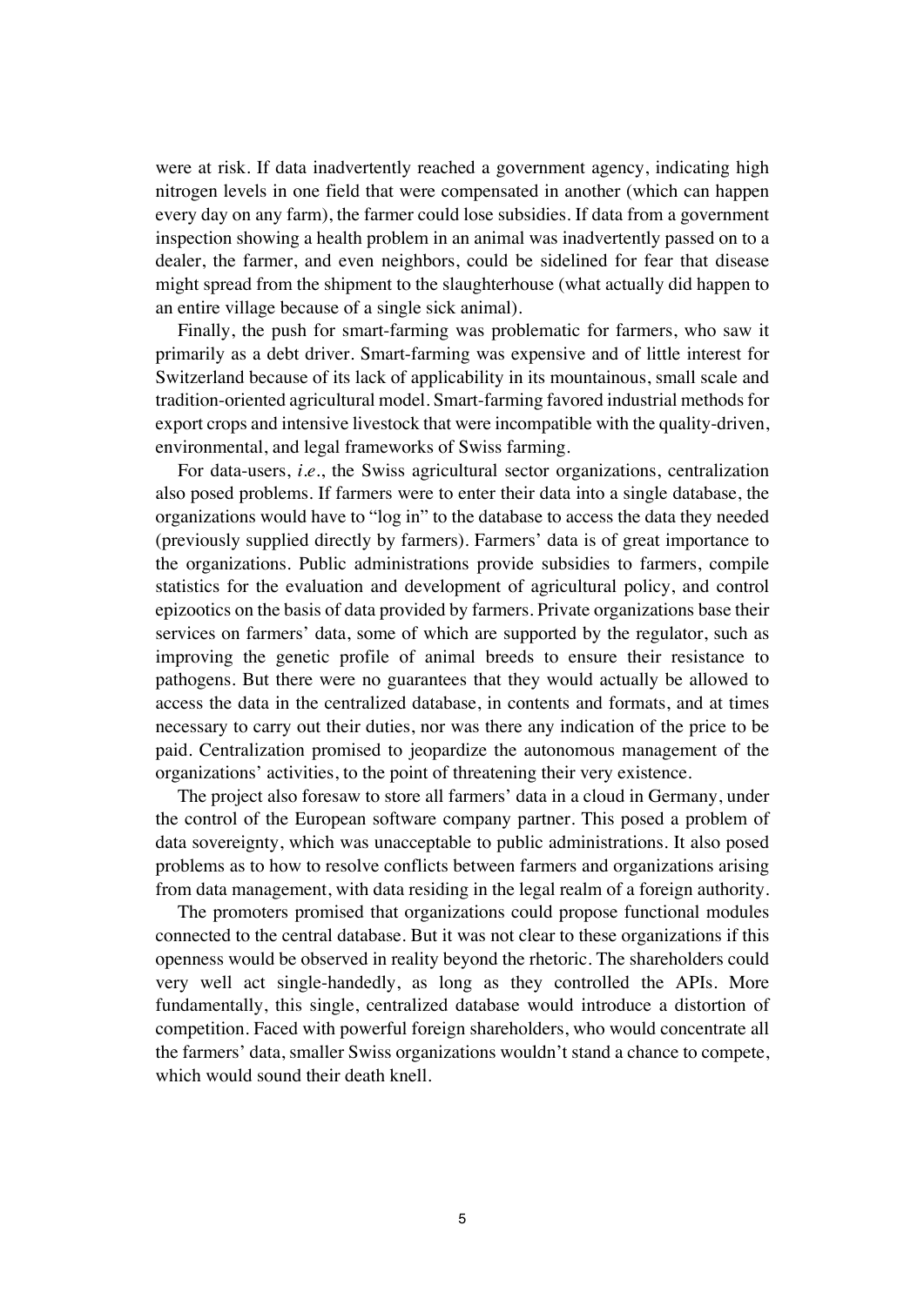were at risk. If data inadvertently reached a government agency, indicating high nitrogen levels in one field that were compensated in another (which can happen every day on any farm), the farmer could lose subsidies. If data from a government inspection showing a health problem in an animal was inadvertently passed on to a dealer, the farmer, and even neighbors, could be sidelined for fear that disease might spread from the shipment to the slaughterhouse (what actually did happen to an entire village because of a single sick animal).

Finally, the push for smart-farming was problematic for farmers, who saw it primarily as a debt driver. Smart-farming was expensive and of little interest for Switzerland because of its lack of applicability in its mountainous, small scale and tradition-oriented agricultural model. Smart-farming favored industrial methods for export crops and intensive livestock that were incompatible with the quality-driven, environmental, and legal frameworks of Swiss farming.

For data-users, *i.e.*, the Swiss agricultural sector organizations, centralization also posed problems. If farmers were to enter their data into a single database, the organizations would have to "log in" to the database to access the data they needed (previously supplied directly by farmers). Farmers' data is of great importance to the organizations. Public administrations provide subsidies to farmers, compile statistics for the evaluation and development of agricultural policy, and control epizootics on the basis of data provided by farmers. Private organizations base their services on farmers' data, some of which are supported by the regulator, such as improving the genetic profile of animal breeds to ensure their resistance to pathogens. But there were no guarantees that they would actually be allowed to access the data in the centralized database, in contents and formats, and at times necessary to carry out their duties, nor was there any indication of the price to be paid. Centralization promised to jeopardize the autonomous management of the organizations' activities, to the point of threatening their very existence.

The project also foresaw to store all farmers' data in a cloud in Germany, under the control of the European software company partner. This posed a problem of data sovereignty, which was unacceptable to public administrations. It also posed problems as to how to resolve conflicts between farmers and organizations arising from data management, with data residing in the legal realm of a foreign authority.

The promoters promised that organizations could propose functional modules connected to the central database. But it was not clear to these organizations if this openness would be observed in reality beyond the rhetoric. The shareholders could very well act single-handedly, as long as they controlled the APIs. More fundamentally, this single, centralized database would introduce a distortion of competition. Faced with powerful foreign shareholders, who would concentrate all the farmers' data, smaller Swiss organizations wouldn't stand a chance to compete, which would sound their death knell.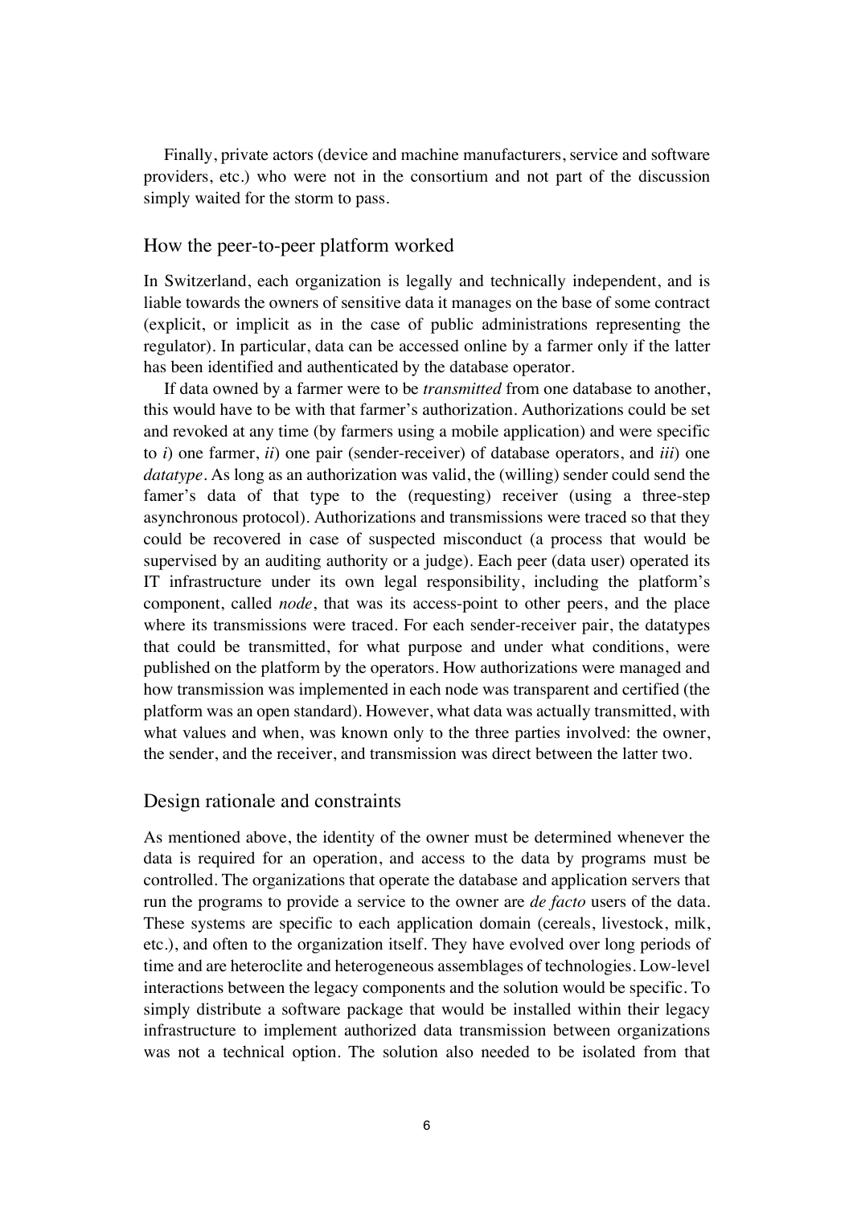Finally, private actors (device and machine manufacturers, service and software providers, etc.) who were not in the consortium and not part of the discussion simply waited for the storm to pass.

## How the peer-to-peer platform worked

In Switzerland, each organization is legally and technically independent, and is liable towards the owners of sensitive data it manages on the base of some contract (explicit, or implicit as in the case of public administrations representing the regulator). In particular, data can be accessed online by a farmer only if the latter has been identified and authenticated by the database operator.

If data owned by a farmer were to be *transmitted* from one database to another, this would have to be with that farmer's authorization. Authorizations could be set and revoked at any time (by farmers using a mobile application) and were specific to *i*) one farmer, *ii*) one pair (sender-receiver) of database operators, and *iii*) one *datatype*. As long as an authorization was valid, the (willing) sender could send the famer's data of that type to the (requesting) receiver (using a three-step asynchronous protocol). Authorizations and transmissions were traced so that they could be recovered in case of suspected misconduct (a process that would be supervised by an auditing authority or a judge). Each peer (data user) operated its IT infrastructure under its own legal responsibility, including the platform's component, called *node*, that was its access-point to other peers, and the place where its transmissions were traced. For each sender-receiver pair, the datatypes that could be transmitted, for what purpose and under what conditions, were published on the platform by the operators. How authorizations were managed and how transmission was implemented in each node was transparent and certified (the platform was an open standard). However, what data was actually transmitted, with what values and when, was known only to the three parties involved: the owner, the sender, and the receiver, and transmission was direct between the latter two.

## Design rationale and constraints

As mentioned above, the identity of the owner must be determined whenever the data is required for an operation, and access to the data by programs must be controlled. The organizations that operate the database and application servers that run the programs to provide a service to the owner are *de facto* users of the data. These systems are specific to each application domain (cereals, livestock, milk, etc.), and often to the organization itself. They have evolved over long periods of time and are heteroclite and heterogeneous assemblages of technologies. Low-level interactions between the legacy components and the solution would be specific. To simply distribute a software package that would be installed within their legacy infrastructure to implement authorized data transmission between organizations was not a technical option. The solution also needed to be isolated from that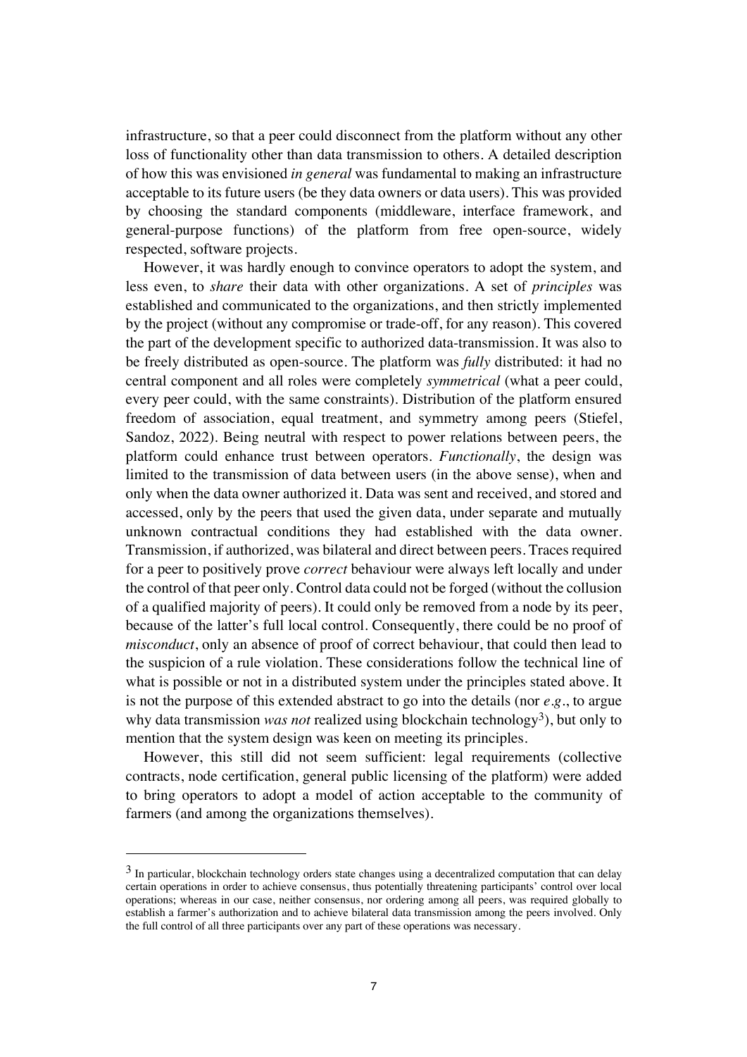infrastructure, so that a peer could disconnect from the platform without any other loss of functionality other than data transmission to others. A detailed description of how this was envisioned *in general* was fundamental to making an infrastructure acceptable to its future users (be they data owners or data users). This was provided by choosing the standard components (middleware, interface framework, and general-purpose functions) of the platform from free open-source, widely respected, software projects.

However, it was hardly enough to convince operators to adopt the system, and less even, to *share* their data with other organizations. A set of *principles* was established and communicated to the organizations, and then strictly implemented by the project (without any compromise or trade-off, for any reason). This covered the part of the development specific to authorized data-transmission. It was also to be freely distributed as open-source. The platform was *fully* distributed: it had no central component and all roles were completely *symmetrical* (what a peer could, every peer could, with the same constraints). Distribution of the platform ensured freedom of association, equal treatment, and symmetry among peers (Stiefel, Sandoz, 2022). Being neutral with respect to power relations between peers, the platform could enhance trust between operators. *Functionally*, the design was limited to the transmission of data between users (in the above sense), when and only when the data owner authorized it. Data was sent and received, and stored and accessed, only by the peers that used the given data, under separate and mutually unknown contractual conditions they had established with the data owner. Transmission, if authorized, was bilateral and direct between peers. Traces required for a peer to positively prove *correct* behaviour were always left locally and under the control of that peer only. Control data could not be forged (without the collusion of a qualified majority of peers). It could only be removed from a node by its peer, because of the latter's full local control. Consequently, there could be no proof of *misconduct*, only an absence of proof of correct behaviour, that could then lead to the suspicion of a rule violation. These considerations follow the technical line of what is possible or not in a distributed system under the principles stated above. It is not the purpose of this extended abstract to go into the details (nor *e.g.*, to argue why data transmission *was not* realized using blockchain technology[3]), but only to mention that the system design was keen on meeting its principles.

However, this still did not seem sufficient: legal requirements (collective contracts, node certification, general public licensing of the platform) were added to bring operators to adopt a model of action acceptable to the community of farmers (and among the organizations themselves).

---

[3] In particular, blockchain technology orders state changes using a decentralized computation that can delay certain operations in order to achieve consensus, thus potentially threatening participants' control over local operations; whereas in our case, neither consensus, nor ordering among all peers, was required globally to establish a farmer's authorization and to achieve bilateral data transmission among the peers involved. Only the full control of all three participants over any part of these operations was necessary.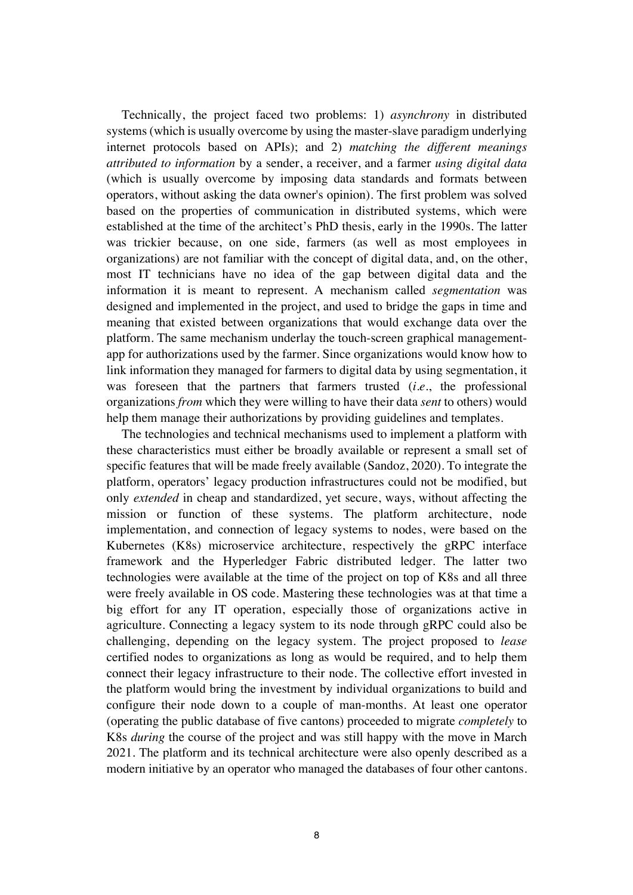Technically, the project faced two problems: 1) *asynchrony* in distributed systems (which is usually overcome by using the master-slave paradigm underlying internet protocols based on APIs); and 2) *matching the different meanings attributed to information* by a sender, a receiver, and a farmer *using digital data* (which is usually overcome by imposing data standards and formats between operators, without asking the data owner's opinion). The first problem was solved based on the properties of communication in distributed systems, which were established at the time of the architect's PhD thesis, early in the 1990s. The latter was trickier because, on one side, farmers (as well as most employees in organizations) are not familiar with the concept of digital data, and, on the other, most IT technicians have no idea of the gap between digital data and the information it is meant to represent. A mechanism called *segmentation* was designed and implemented in the project, and used to bridge the gaps in time and meaning that existed between organizations that would exchange data over the platform. The same mechanism underlay the touch-screen graphical management-app for authorizations used by the farmer. Since organizations would know how to link information they managed for farmers to digital data by using segmentation, it was foreseen that the partners that farmers trusted (*i.e.*, the professional organizations *from* which they were willing to have their data *sent* to others) would help them manage their authorizations by providing guidelines and templates.

The technologies and technical mechanisms used to implement a platform with these characteristics must either be broadly available or represent a small set of specific features that will be made freely available (Sandoz, 2020). To integrate the platform, operators' legacy production infrastructures could not be modified, but only *extended* in cheap and standardized, yet secure, ways, without affecting the mission or function of these systems. The platform architecture, node implementation, and connection of legacy systems to nodes, were based on the Kubernetes (K8s) microservice architecture, respectively the gRPC interface framework and the Hyperledger Fabric distributed ledger. The latter two technologies were available at the time of the project on top of K8s and all three were freely available in OS code. Mastering these technologies was at that time a big effort for any IT operation, especially those of organizations active in agriculture. Connecting a legacy system to its node through gRPC could also be challenging, depending on the legacy system. The project proposed to *lease* certified nodes to organizations as long as would be required, and to help them connect their legacy infrastructure to their node. The collective effort invested in the platform would bring the investment by individual organizations to build and configure their node down to a couple of man-months. At least one operator (operating the public database of five cantons) proceeded to migrate *completely* to K8s *during* the course of the project and was still happy with the move in March 2021. The platform and its technical architecture were also openly described as a modern initiative by an operator who managed the databases of four other cantons.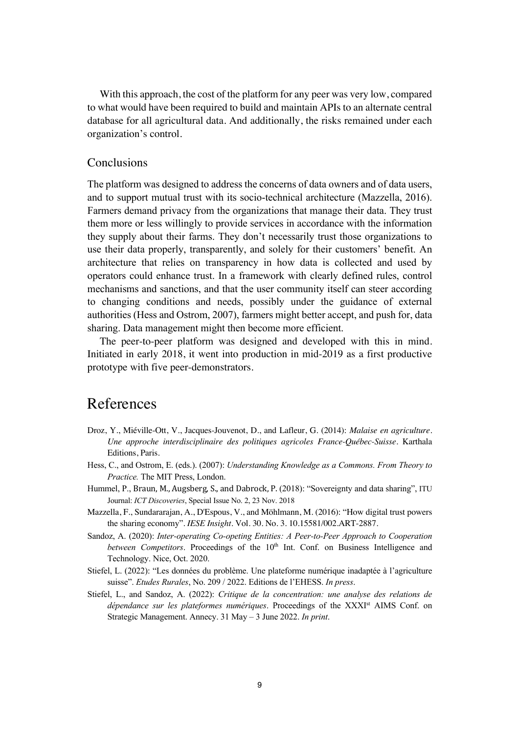With this approach, the cost of the platform for any peer was very low, compared to what would have been required to build and maintain APIs to an alternate central database for all agricultural data. And additionally, the risks remained under each organization's control.

## Conclusions

The platform was designed to address the concerns of data owners and of data users, and to support mutual trust with its socio-technical architecture (Mazzella, 2016). Farmers demand privacy from the organizations that manage their data. They trust them more or less willingly to provide services in accordance with the information they supply about their farms. They don't necessarily trust those organizations to use their data properly, transparently, and solely for their customers' benefit. An architecture that relies on transparency in how data is collected and used by operators could enhance trust. In a framework with clearly defined rules, control mechanisms and sanctions, and that the user community itself can steer according to changing conditions and needs, possibly under the guidance of external authorities (Hess and Ostrom, 2007), farmers might better accept, and push for, data sharing. Data management might then become more efficient.

The peer-to-peer platform was designed and developed with this in mind. Initiated in early 2018, it went into production in mid-2019 as a first productive prototype with five peer-demonstrators.

# References

- Droz, Y., Miéville-Ott, V., Jacques-Jouvenot, D., and Lafleur, G. (2014): *Malaise en agriculture. Une approche interdisciplinaire des politiques agricoles France-Québec-Suisse*. Karthala Editions, Paris.
- Hess, C., and Ostrom, E. (eds.). (2007): *Understanding Knowledge as a Commons. From Theory to Practice.* The MIT Press, London.
- Hummel, P., Braun, M., Augsberg, S., and Dabrock, P. (2018): "Sovereignty and data sharing", ITU Journal: *ICT Discoveries*, Special Issue No. 2, 23 Nov. 2018
- Mazzella, F., Sundararajan, A., D'Espous, V., and Möhlmann, M. (2016): "How digital trust powers the sharing economy". *IESE Insight*. Vol. 30. No. 3. 10.15581/002.ART-2887.
- Sandoz, A. (2020): *Inter-operating Co-opeting Entities: A Peer-to-Peer Approach to Cooperation between Competitors*. Proceedings of the 10th Int. Conf. on Business Intelligence and Technology. Nice, Oct. 2020.
- Stiefel, L. (2022): "Les données du problème. Une plateforme numérique inadaptée à l'agriculture suisse". *Etudes Rurales*, No. 209 / 2022. Editions de l'EHESS. *In press*.
- Stiefel, L., and Sandoz, A. (2022): *Critique de la concentration: une analyse des relations de dépendance sur les plateformes numériques*. Proceedings of the XXXIst AIMS Conf. on Strategic Management. Annecy. 31 May – 3 June 2022. *In print*.